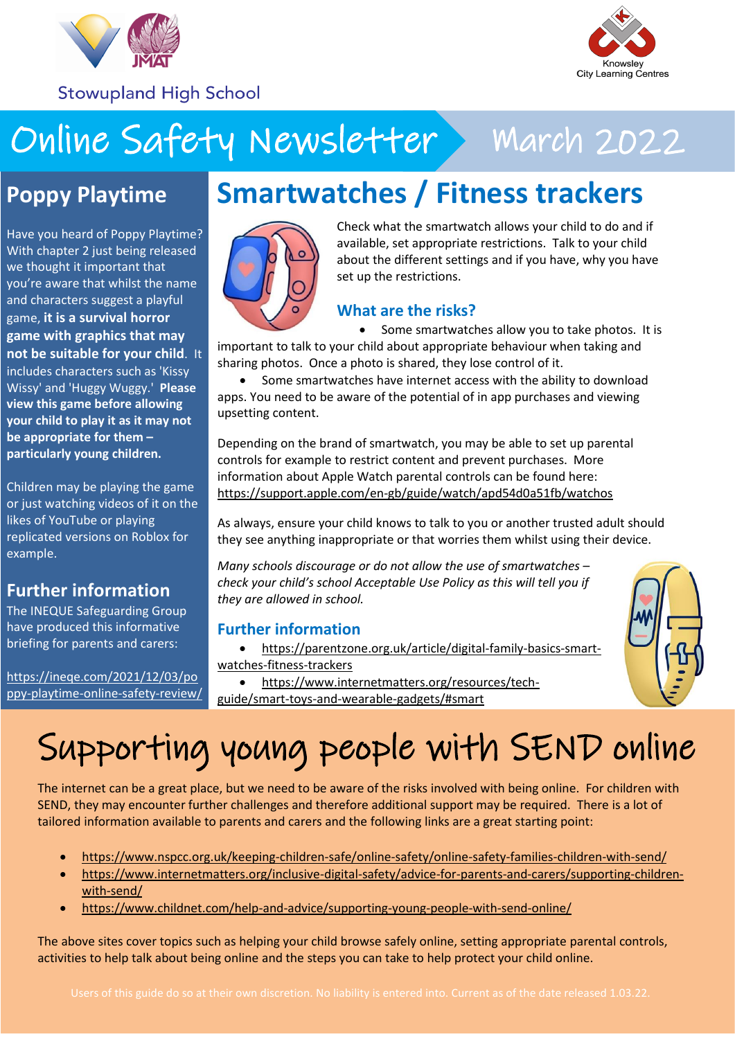Stowupland High School

Knowsley City Learning Centres

# Online Safety Newsletter March 2022

## Poppy Playtime

Have you heard of Poppy Playtime? With chapter 2 just being released we thought it important that you're aware that whilst the name and characters suggest a playful game, **it is a survival horror game with graphics that may not be suitable for your child**. It includes characters such as 'Kissy Wissy' and 'Huggy Wuggy.' **Please view this game before allowing your child to play it as it may not be appropriate for them – particularly young children.**

Children may be playing the game or just watching videos of it on the likes of YouTube or playing replicated versions on Roblox for example.

### Further information

The INEQUE Safeguarding Group have produced this informative briefing for parents and carers:

https://ineqe.com/2021/12/03/poppy-playtime-online-safety-review/

## Smartwatches / Fitness trackers

Check what the smartwatch allows your child to do and if available, set appropriate restrictions. Talk to your child about the different settings and if you have, why you have set up the restrictions.

### What are the risks?

- Some smartwatches allow you to take photos. It is important to talk to your child about appropriate behaviour when taking and sharing photos. Once a photo is shared, they lose control of it.
- Some smartwatches have internet access with the ability to download apps. You need to be aware of the potential of in app purchases and viewing upsetting content.

Depending on the brand of smartwatch, you may be able to set up parental controls for example to restrict content and prevent purchases. More information about Apple Watch parental controls can be found here: https://support.apple.com/en-gb/guide/watch/apd54d0a51fb/watchos

As always, ensure your child knows to talk to you or another trusted adult should they see anything inappropriate or that worries them whilst using their device.

*Many schools discourage or do not allow the use of smartwatches – check your child's school Acceptable Use Policy as this will tell you if they are allowed in school.*

### Further information

- https://parentzone.org.uk/article/digital-family-basics-smart-watches-fitness-trackers
- https://www.internetmatters.org/resources/tech-guide/smart-toys-and-wearable-gadgets/#smart

## Supporting young people with SEND online

The internet can be a great place, but we need to be aware of the risks involved with being online. For children with SEND, they may encounter further challenges and therefore additional support may be required. There is a lot of tailored information available to parents and carers and the following links are a great starting point:

- https://www.nspcc.org.uk/keeping-children-safe/online-safety/online-safety-families-children-with-send/
- https://www.internetmatters.org/inclusive-digital-safety/advice-for-parents-and-carers/supporting-children-with-send/
- https://www.childnet.com/help-and-advice/supporting-young-people-with-send-online/

The above sites cover topics such as helping your child browse safely online, setting appropriate parental controls, activities to help talk about being online and the steps you can take to help protect your child online.

Users of this guide do so at their own discretion. No liability is entered into. Current as of the date released 1.03.22.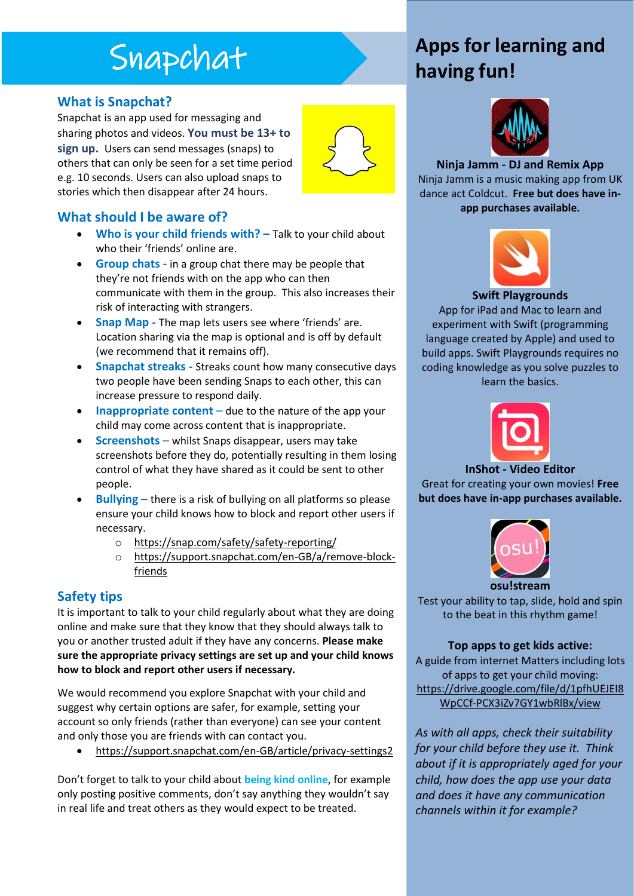# Snapchat

## What is Snapchat?

Snapchat is an app used for messaging and sharing photos and videos. **You must be 13+ to sign up.** Users can send messages (snaps) to others that can only be seen for a set time period e.g. 10 seconds. Users can also upload snaps to stories which then disappear after 24 hours.

## What should I be aware of?

- **Who is your child friends with? –** Talk to your child about who their 'friends' online are.
- **Group chats -** in a group chat there may be people that they're not friends with on the app who can then communicate with them in the group. This also increases their risk of interacting with strangers.
- **Snap Map -** The map lets users see where 'friends' are. Location sharing via the map is optional and is off by default (we recommend that it remains off).
- **Snapchat streaks -** Streaks count how many consecutive days two people have been sending Snaps to each other, this can increase pressure to respond daily.
- **Inappropriate content –** due to the nature of the app your child may come across content that is inappropriate.
- **Screenshots –** whilst Snaps disappear, users may take screenshots before they do, potentially resulting in them losing control of what they have shared as it could be sent to other people.
- **Bullying –** there is a risk of bullying on all platforms so please ensure your child knows how to block and report other users if necessary.
  - https://snap.com/safety/safety-reporting/
  - https://support.snapchat.com/en-GB/a/remove-block-friends

## Safety tips

It is important to talk to your child regularly about what they are doing online and make sure that they know that they should always talk to you or another trusted adult if they have any concerns. **Please make sure the appropriate privacy settings are set up and your child knows how to block and report other users if necessary.**

We would recommend you explore Snapchat with your child and suggest why certain options are safer, for example, setting your account so only friends (rather than everyone) can see your content and only those you are friends with can contact you.

- https://support.snapchat.com/en-GB/article/privacy-settings2

Don't forget to talk to your child about **being kind online**, for example only posting positive comments, don't say anything they wouldn't say in real life and treat others as they would expect to be treated.

# Apps for learning and having fun!

**Ninja Jamm - DJ and Remix App**

Ninja Jamm is a music making app from UK dance act Coldcut. **Free but does have in-app purchases available.**

**Swift Playgrounds**

App for iPad and Mac to learn and experiment with Swift (programming language created by Apple) and used to build apps. Swift Playgrounds requires no coding knowledge as you solve puzzles to learn the basics.

**InShot - Video Editor**

Great for creating your own movies! **Free but does have in-app purchases available.**

**osu!stream**

Test your ability to tap, slide, hold and spin to the beat in this rhythm game!

**Top apps to get kids active:**

A guide from internet Matters including lots of apps to get your child moving: https://drive.google.com/file/d/1pfhUEJEI8WpCCf-PCX3iZv7GY1wbRlBx/view

*As with all apps, check their suitability for your child before they use it. Think about if it is appropriately aged for your child, how does the app use your data and does it have any communication channels within it for example?*